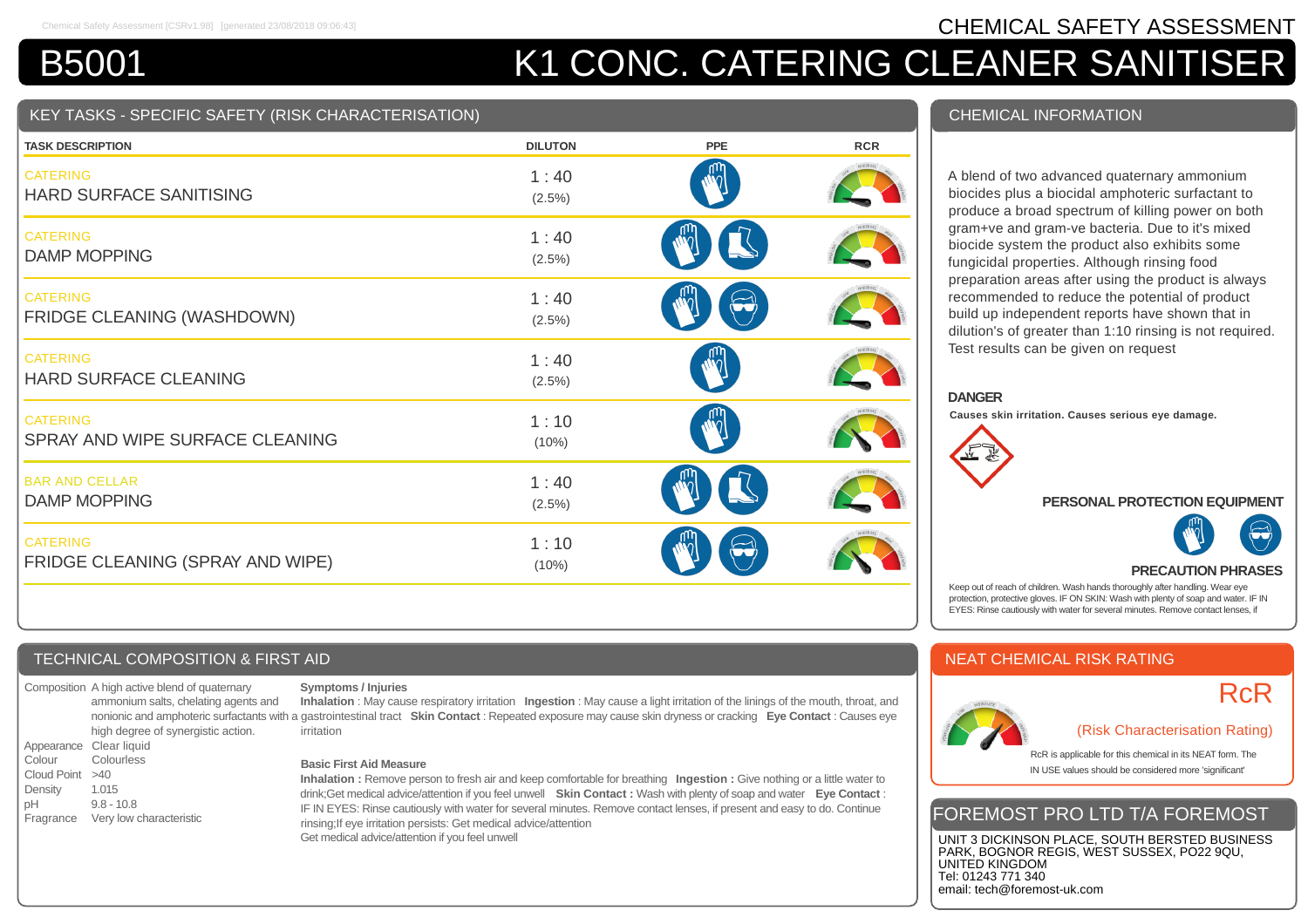# CHEMICAL SAFETY ASSESSMENT

Chemical Safety Assessment [CSRv1.98] [generated 23/08/2018 09:06:43]

# B5001 K1 CONC. CATERING CLEANER SANITISER

## KEY TASKS - SPECIFIC SAFETY (RISK CHARACTERISATION)

| TASK DESCRIPTION | DILUTON | PPE | RCR |
|---|---|---|---|
| CATERING<br>HARD SURFACE SANITISING | 1 : 40<br>(2.5%) | | |
| CATERING<br>DAMP MOPPING | 1 : 40<br>(2.5%) | | |
| CATERING<br>FRIDGE CLEANING (WASHDOWN) | 1 : 40<br>(2.5%) | | |
| CATERING<br>HARD SURFACE CLEANING | 1 : 40<br>(2.5%) | | |
| CATERING<br>SPRAY AND WIPE SURFACE CLEANING | 1 : 10<br>(10%) | | |
| BAR AND CELLAR<br>DAMP MOPPING | 1 : 40<br>(2.5%) | | |
| CATERING<br>FRIDGE CLEANING (SPRAY AND WIPE) | 1 : 10<br>(10%) | | |

## CHEMICAL INFORMATION

A blend of two advanced quaternary ammonium biocides plus a biocidal amphoteric surfactant to produce a broad spectrum of killing power on both gram+ve and gram-ve bacteria. Due to it's mixed biocide system the product also exhibits some fungicidal properties. Although rinsing food preparation areas after using the product is always recommended to reduce the potential of product build up independent reports have shown that in dilution's of greater than 1:10 rinsing is not required. Test results can be given on request

**DANGER**

**Causes skin irritation. Causes serious eye damage.**

**PERSONAL PROTECTION EQUIPMENT**

**PRECAUTION PHRASES**

Keep out of reach of children. Wash hands thoroughly after handling. Wear eye protection, protective gloves. IF ON SKIN: Wash with plenty of soap and water. IF IN EYES: Rinse cautiously with water for several minutes. Remove contact lenses, if

## TECHNICAL COMPOSITION & FIRST AID

| | |
|---|---|
| Composition | A high active blend of quaternary ammonium salts, chelating agents and nonionic and amphoteric surfactants with a high degree of synergistic action. |
| Appearance | Clear liquid |
| Colour | Colourless |
| Cloud Point | >40 |
| Density | 1.015 |
| pH | 9.8 - 10.8 |
| Fragrance | Very low characteristic |

**Symptoms / Injuries**

**Inhalation** : May cause respiratory irritation **Ingestion** : May cause a light irritation of the linings of the mouth, throat, and gastrointestinal tract **Skin Contact** : Repeated exposure may cause skin dryness or cracking **Eye Contact** : Causes eye irritation

**Basic First Aid Measure**

**Inhalation :** Remove person to fresh air and keep comfortable for breathing **Ingestion :** Give nothing or a little water to drink;Get medical advice/attention if you feel unwell **Skin Contact :** Wash with plenty of soap and water **Eye Contact :** IF IN EYES: Rinse cautiously with water for several minutes. Remove contact lenses, if present and easy to do. Continue rinsing;If eye irritation persists: Get medical advice/attention
Get medical advice/attention if you feel unwell

## NEAT CHEMICAL RISK RATING

RcR

(Risk Characterisation Rating)

RcR is applicable for this chemical in its NEAT form. The IN USE values should be considered more 'significant'

## FOREMOST PRO LTD T/A FOREMOST

UNIT 3 DICKINSON PLACE, SOUTH BERSTED BUSINESS PARK, BOGNOR REGIS, WEST SUSSEX, PO22 9QU, UNITED KINGDOM
Tel: 01243 771 340
email: tech@foremost-uk.com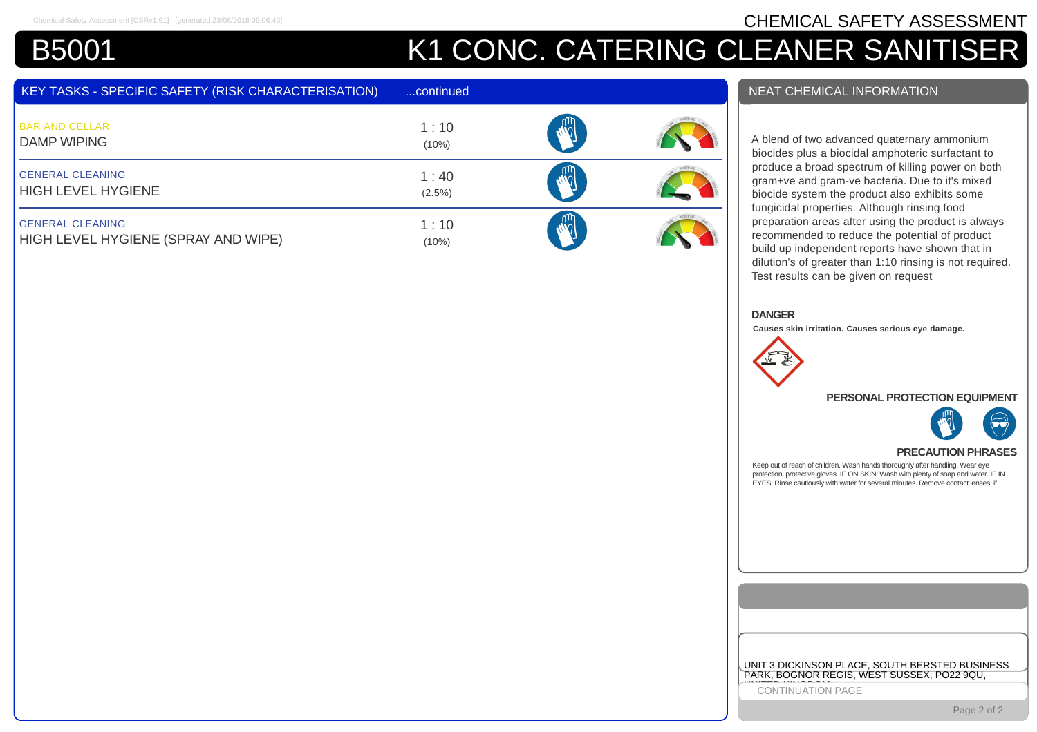# B5001

# K1 CONC. CATERING CLEANER SANITISER

## KEY TASKS - SPECIFIC SAFETY (RISK CHARACTERISATION) ...continued

| | | | |
|---|---|---|---|
| BAR AND CELLAR<br>DAMP WIPING | 1 : 10<br>(10%) | | |
| GENERAL CLEANING<br>HIGH LEVEL HYGIENE | 1 : 40<br>(2.5%) | | |
| GENERAL CLEANING<br>HIGH LEVEL HYGIENE (SPRAY AND WIPE) | 1 : 10<br>(10%) | | |

## NEAT CHEMICAL INFORMATION

A blend of two advanced quaternary ammonium biocides plus a biocidal amphoteric surfactant to produce a broad spectrum of killing power on both gram+ve and gram-ve bacteria. Due to it's mixed biocide system the product also exhibits some fungicidal properties. Although rinsing food preparation areas after using the product is always recommended to reduce the potential of product build up independent reports have shown that in dilution's of greater than 1:10 rinsing is not required. Test results can be given on request

### DANGER

**Causes skin irritation. Causes serious eye damage.**

### PERSONAL PROTECTION EQUIPMENT

### PRECAUTION PHRASES

Keep out of reach of children. Wash hands thoroughly after handling. Wear eye protection, protective gloves. IF ON SKIN: Wash with plenty of soap and water. IF IN EYES: Rinse cautiously with water for several minutes. Remove contact lenses, if

UNIT 3 DICKINSON PLACE, SOUTH BERSTED BUSINESS PARK, BOGNOR REGIS, WEST SUSSEX, PO22 9QU,

CONTINUATION PAGE